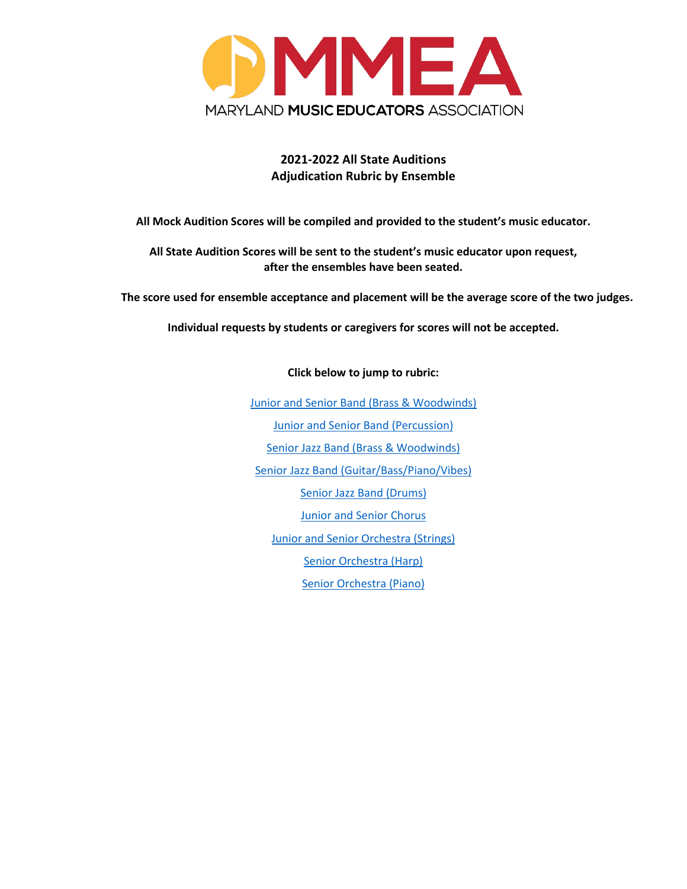MMEA

MARYLAND MUSIC EDUCATORS ASSOCIATION

# 2021-2022 All State Auditions
# Adjudication Rubric by Ensemble

**All Mock Audition Scores will be compiled and provided to the student's music educator.**

**All State Audition Scores will be sent to the student's music educator upon request, after the ensembles have been seated.**

**The score used for ensemble acceptance and placement will be the average score of the two judges.**

**Individual requests by students or caregivers for scores will not be accepted.**

**Click below to jump to rubric:**

Junior and Senior Band (Brass & Woodwinds)

Junior and Senior Band (Percussion)

Senior Jazz Band (Brass & Woodwinds)

Senior Jazz Band (Guitar/Bass/Piano/Vibes)

Senior Jazz Band (Drums)

Junior and Senior Chorus

Junior and Senior Orchestra (Strings)

Senior Orchestra (Harp)

Senior Orchestra (Piano)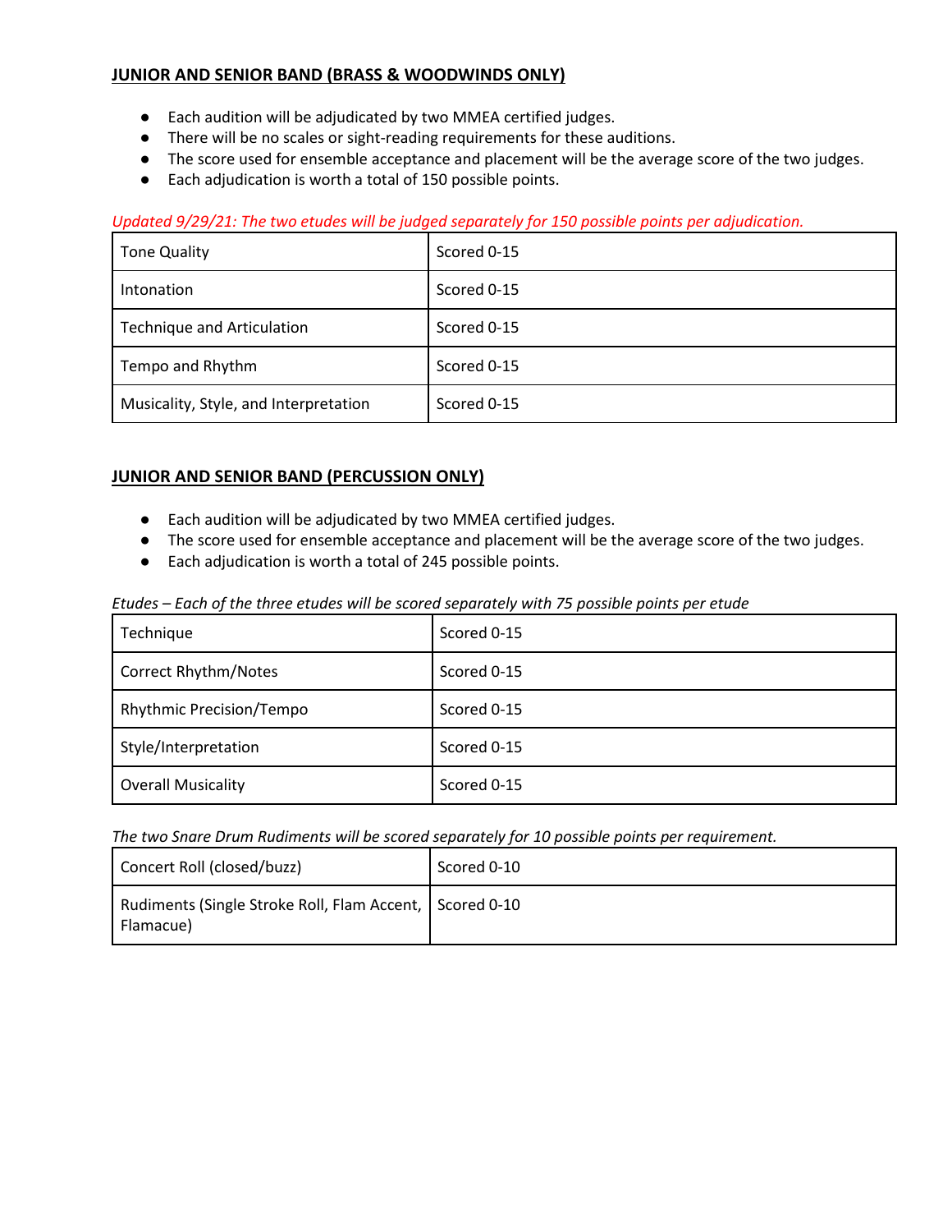## JUNIOR AND SENIOR BAND (BRASS & WOODWINDS ONLY)

- Each audition will be adjudicated by two MMEA certified judges.
- There will be no scales or sight-reading requirements for these auditions.
- The score used for ensemble acceptance and placement will be the average score of the two judges.
- Each adjudication is worth a total of 150 possible points.

*Updated 9/29/21: The two etudes will be judged separately for 150 possible points per adjudication.*

| | |
|---|---|
| Tone Quality | Scored 0-15 |
| Intonation | Scored 0-15 |
| Technique and Articulation | Scored 0-15 |
| Tempo and Rhythm | Scored 0-15 |
| Musicality, Style, and Interpretation | Scored 0-15 |

## JUNIOR AND SENIOR BAND (PERCUSSION ONLY)

- Each audition will be adjudicated by two MMEA certified judges.
- The score used for ensemble acceptance and placement will be the average score of the two judges.
- Each adjudication is worth a total of 245 possible points.

*Etudes – Each of the three etudes will be scored separately with 75 possible points per etude*

| | |
|---|---|
| Technique | Scored 0-15 |
| Correct Rhythm/Notes | Scored 0-15 |
| Rhythmic Precision/Tempo | Scored 0-15 |
| Style/Interpretation | Scored 0-15 |
| Overall Musicality | Scored 0-15 |

*The two Snare Drum Rudiments will be scored separately for 10 possible points per requirement.*

| | |
|---|---|
| Concert Roll (closed/buzz) | Scored 0-10 |
| Rudiments (Single Stroke Roll, Flam Accent, Flamacue) | Scored 0-10 |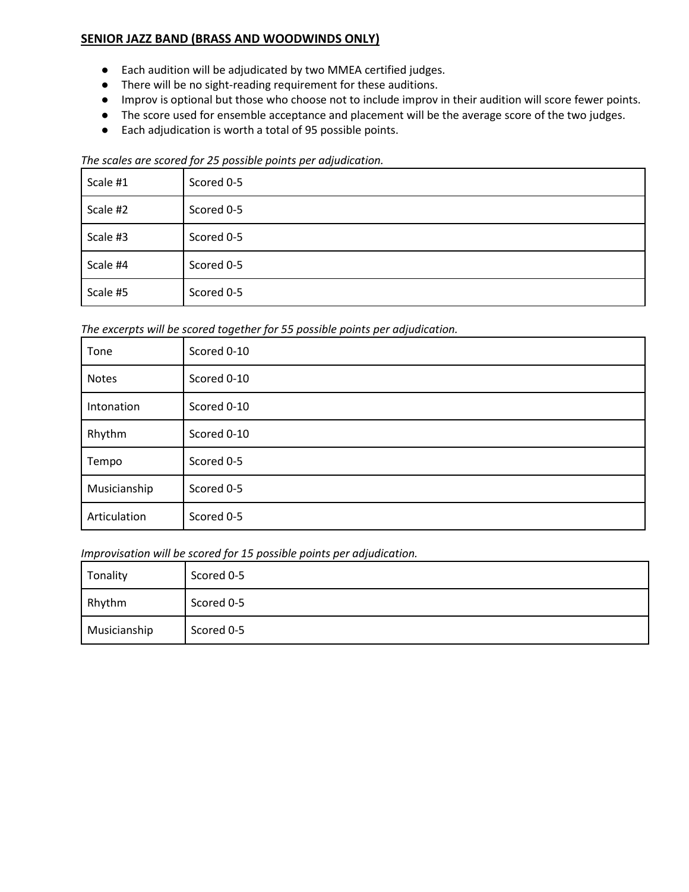## SENIOR JAZZ BAND (BRASS AND WOODWINDS ONLY)

- Each audition will be adjudicated by two MMEA certified judges.
- There will be no sight-reading requirement for these auditions.
- Improv is optional but those who choose not to include improv in their audition will score fewer points.
- The score used for ensemble acceptance and placement will be the average score of the two judges.
- Each adjudication is worth a total of 95 possible points.

*The scales are scored for 25 possible points per adjudication.*

| | |
|---|---|
| Scale #1 | Scored 0-5 |
| Scale #2 | Scored 0-5 |
| Scale #3 | Scored 0-5 |
| Scale #4 | Scored 0-5 |
| Scale #5 | Scored 0-5 |

*The excerpts will be scored together for 55 possible points per adjudication.*

| | |
|---|---|
| Tone | Scored 0-10 |
| Notes | Scored 0-10 |
| Intonation | Scored 0-10 |
| Rhythm | Scored 0-10 |
| Tempo | Scored 0-5 |
| Musicianship | Scored 0-5 |
| Articulation | Scored 0-5 |

*Improvisation will be scored for 15 possible points per adjudication.*

| | |
|---|---|
| Tonality | Scored 0-5 |
| Rhythm | Scored 0-5 |
| Musicianship | Scored 0-5 |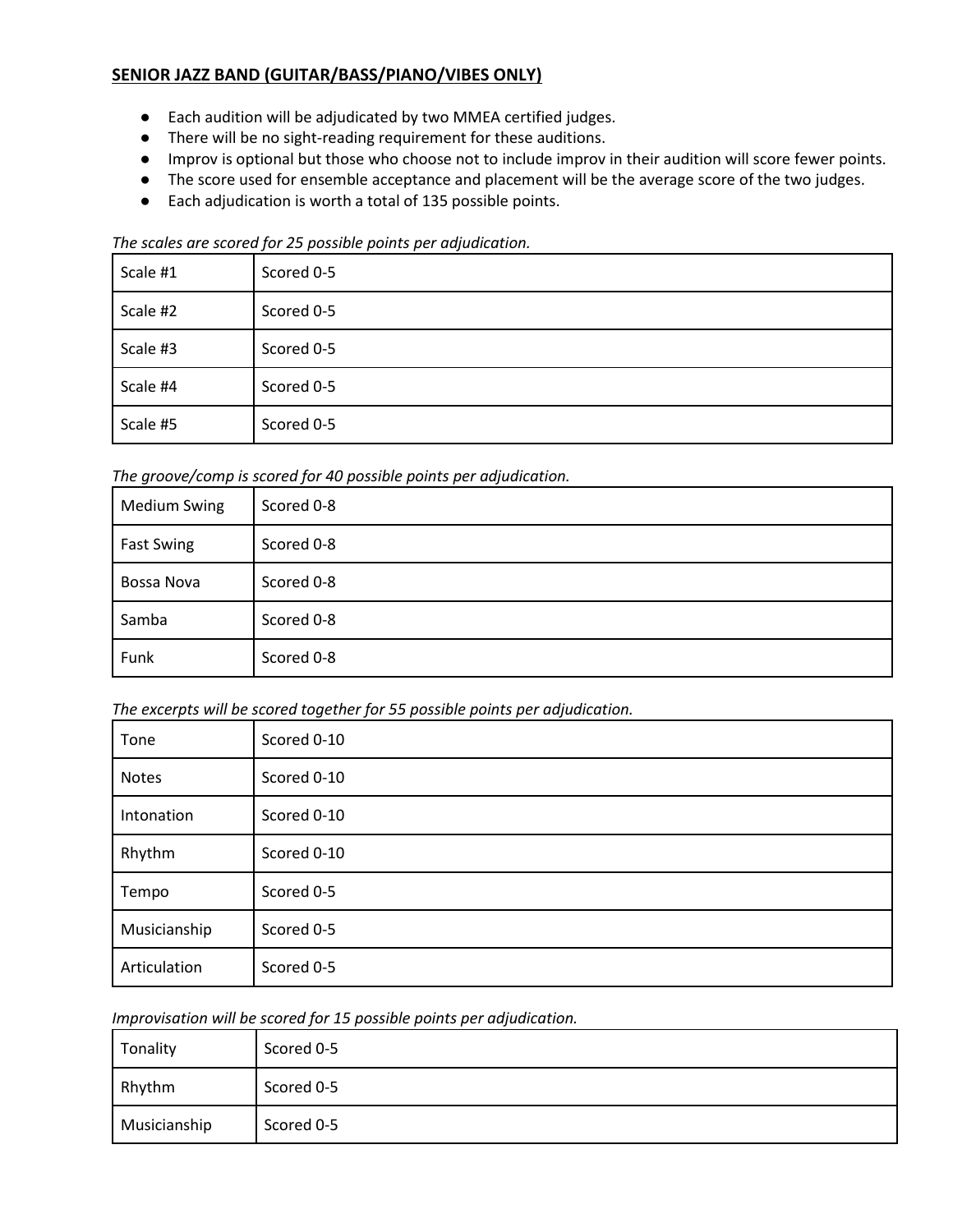**SENIOR JAZZ BAND (GUITAR/BASS/PIANO/VIBES ONLY)**

- Each audition will be adjudicated by two MMEA certified judges.
- There will be no sight-reading requirement for these auditions.
- Improv is optional but those who choose not to include improv in their audition will score fewer points.
- The score used for ensemble acceptance and placement will be the average score of the two judges.
- Each adjudication is worth a total of 135 possible points.

*The scales are scored for 25 possible points per adjudication.*

| | |
|---|---|
| Scale #1 | Scored 0-5 |
| Scale #2 | Scored 0-5 |
| Scale #3 | Scored 0-5 |
| Scale #4 | Scored 0-5 |
| Scale #5 | Scored 0-5 |

*The groove/comp is scored for 40 possible points per adjudication.*

| | |
|---|---|
| Medium Swing | Scored 0-8 |
| Fast Swing | Scored 0-8 |
| Bossa Nova | Scored 0-8 |
| Samba | Scored 0-8 |
| Funk | Scored 0-8 |

*The excerpts will be scored together for 55 possible points per adjudication.*

| | |
|---|---|
| Tone | Scored 0-10 |
| Notes | Scored 0-10 |
| Intonation | Scored 0-10 |
| Rhythm | Scored 0-10 |
| Tempo | Scored 0-5 |
| Musicianship | Scored 0-5 |
| Articulation | Scored 0-5 |

*Improvisation will be scored for 15 possible points per adjudication.*

| | |
|---|---|
| Tonality | Scored 0-5 |
| Rhythm | Scored 0-5 |
| Musicianship | Scored 0-5 |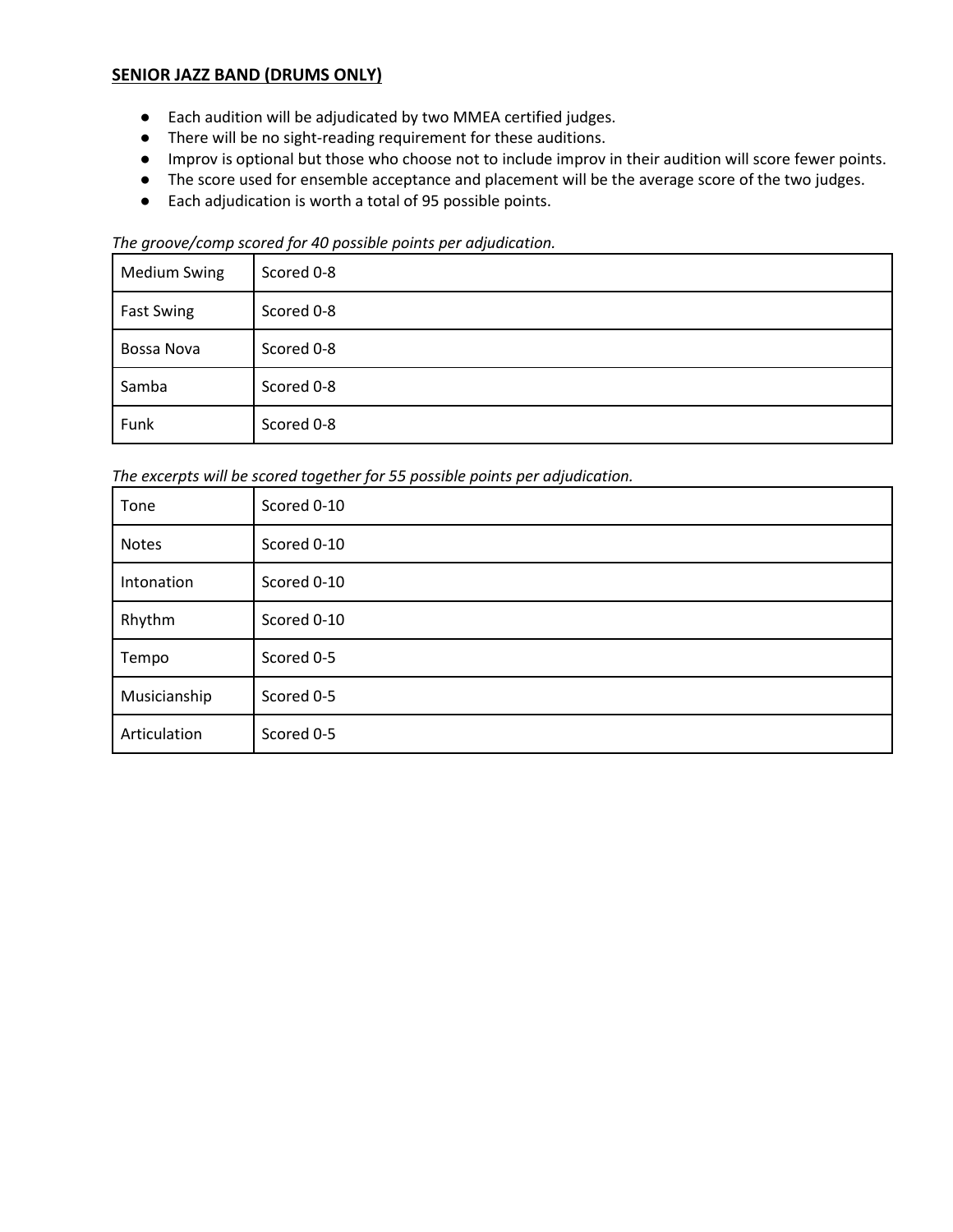**SENIOR JAZZ BAND (DRUMS ONLY)**

- Each audition will be adjudicated by two MMEA certified judges.
- There will be no sight-reading requirement for these auditions.
- Improv is optional but those who choose not to include improv in their audition will score fewer points.
- The score used for ensemble acceptance and placement will be the average score of the two judges.
- Each adjudication is worth a total of 95 possible points.

*The groove/comp scored for 40 possible points per adjudication.*

| | |
|---|---|
| Medium Swing | Scored 0-8 |
| Fast Swing | Scored 0-8 |
| Bossa Nova | Scored 0-8 |
| Samba | Scored 0-8 |
| Funk | Scored 0-8 |

*The excerpts will be scored together for 55 possible points per adjudication.*

| | |
|---|---|
| Tone | Scored 0-10 |
| Notes | Scored 0-10 |
| Intonation | Scored 0-10 |
| Rhythm | Scored 0-10 |
| Tempo | Scored 0-5 |
| Musicianship | Scored 0-5 |
| Articulation | Scored 0-5 |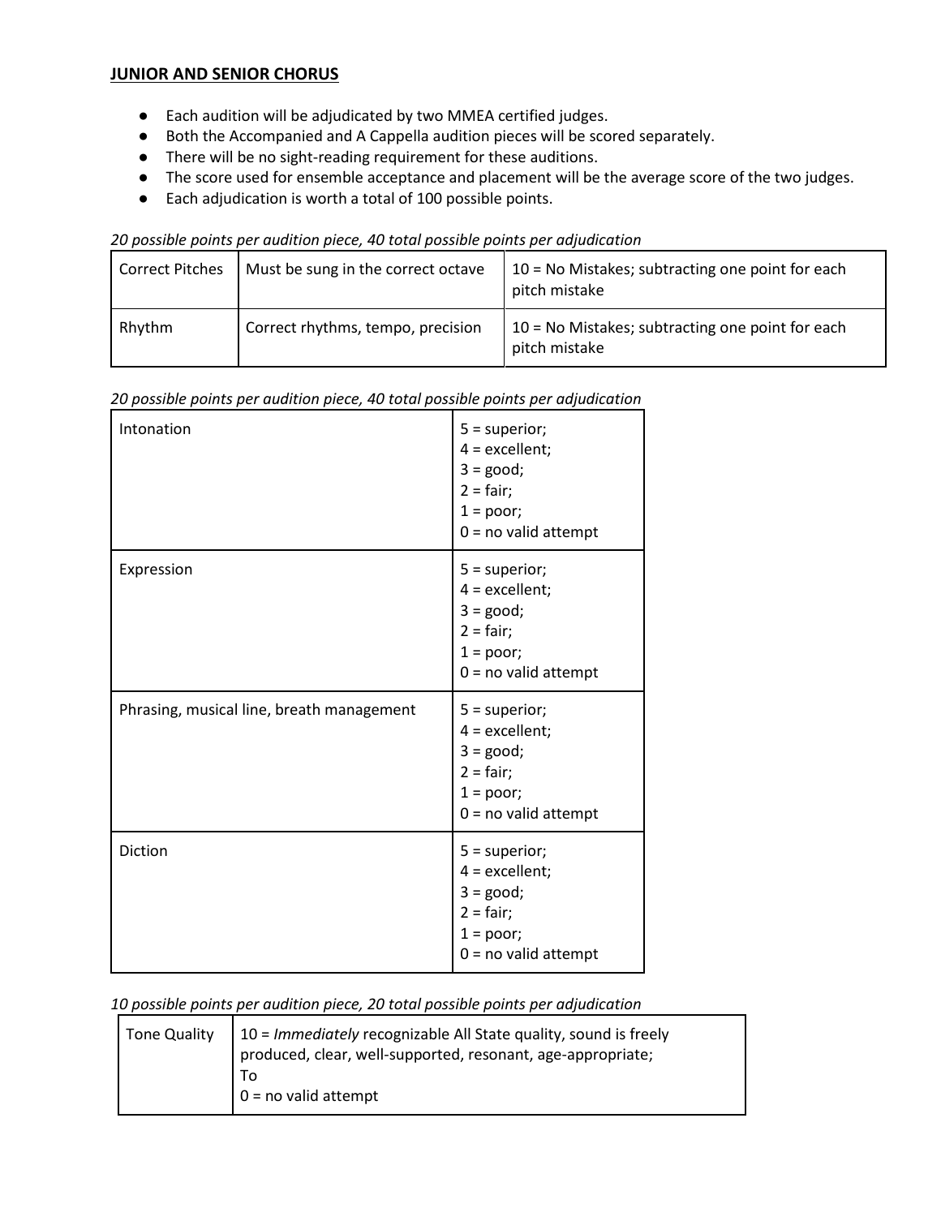**JUNIOR AND SENIOR CHORUS**

- Each audition will be adjudicated by two MMEA certified judges.
- Both the Accompanied and A Cappella audition pieces will be scored separately.
- There will be no sight-reading requirement for these auditions.
- The score used for ensemble acceptance and placement will be the average score of the two judges.
- Each adjudication is worth a total of 100 possible points.

*20 possible points per audition piece, 40 total possible points per adjudication*

| Correct Pitches | Must be sung in the correct octave | 10 = No Mistakes; subtracting one point for each pitch mistake |
|---|---|---|
| Rhythm | Correct rhythms, tempo, precision | 10 = No Mistakes; subtracting one point for each pitch mistake |

*20 possible points per audition piece, 40 total possible points per adjudication*

| Intonation | 5 = superior;<br>4 = excellent;<br>3 = good;<br>2 = fair;<br>1 = poor;<br>0 = no valid attempt |
|---|---|
| Expression | 5 = superior;<br>4 = excellent;<br>3 = good;<br>2 = fair;<br>1 = poor;<br>0 = no valid attempt |
| Phrasing, musical line, breath management | 5 = superior;<br>4 = excellent;<br>3 = good;<br>2 = fair;<br>1 = poor;<br>0 = no valid attempt |
| Diction | 5 = superior;<br>4 = excellent;<br>3 = good;<br>2 = fair;<br>1 = poor;<br>0 = no valid attempt |

*10 possible points per audition piece, 20 total possible points per adjudication*

| Tone Quality | 10 = *Immediately* recognizable All State quality, sound is freely produced, clear, well-supported, resonant, age-appropriate;<br>To<br>0 = no valid attempt |
|---|---|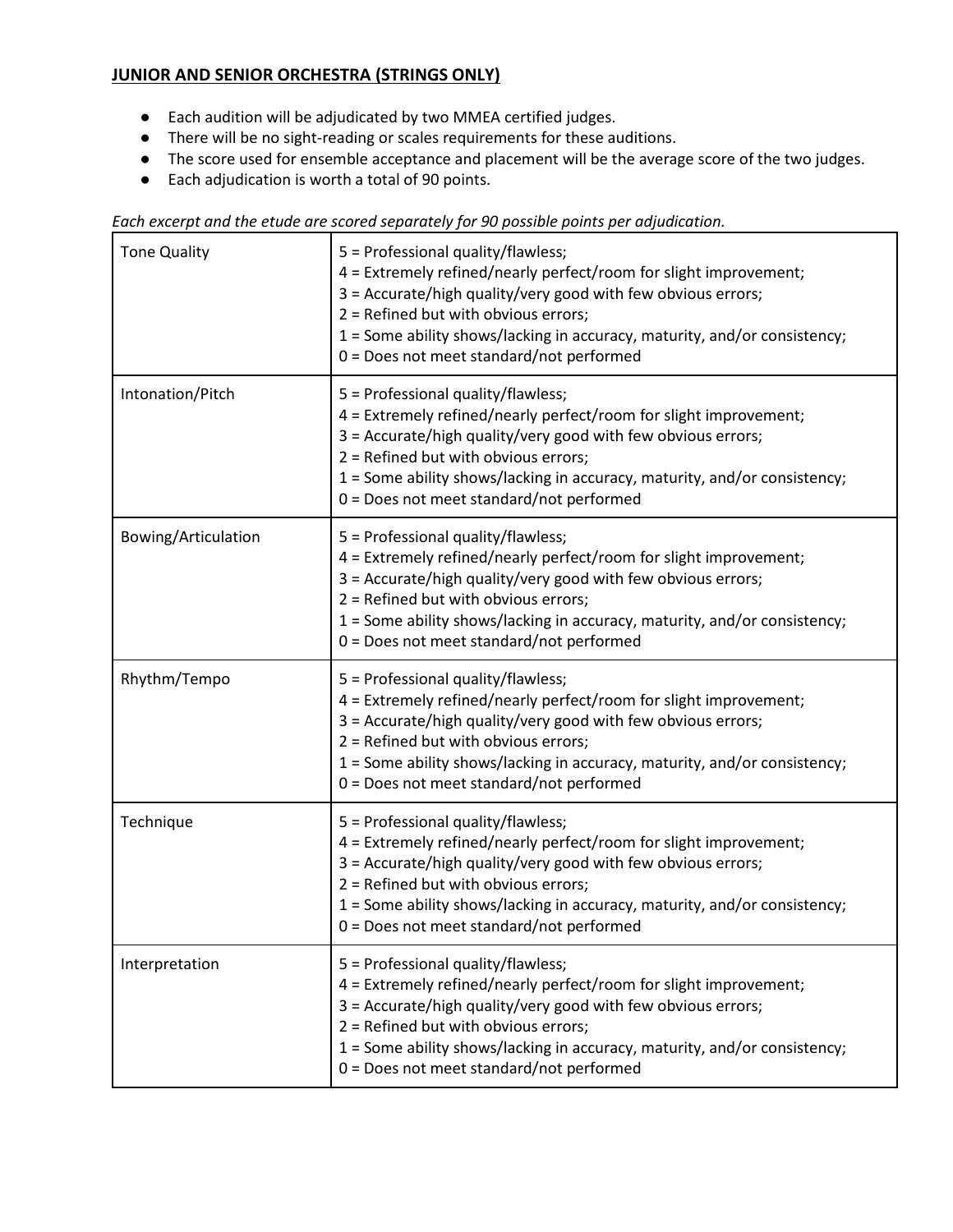## **JUNIOR AND SENIOR ORCHESTRA (STRINGS ONLY)**

- Each audition will be adjudicated by two MMEA certified judges.
- There will be no sight-reading or scales requirements for these auditions.
- The score used for ensemble acceptance and placement will be the average score of the two judges.
- Each adjudication is worth a total of 90 points.

*Each excerpt and the etude are scored separately for 90 possible points per adjudication.*

| | |
|---|---|
| Tone Quality | 5 = Professional quality/flawless;<br>4 = Extremely refined/nearly perfect/room for slight improvement;<br>3 = Accurate/high quality/very good with few obvious errors;<br>2 = Refined but with obvious errors;<br>1 = Some ability shows/lacking in accuracy, maturity, and/or consistency;<br>0 = Does not meet standard/not performed |
| Intonation/Pitch | 5 = Professional quality/flawless;<br>4 = Extremely refined/nearly perfect/room for slight improvement;<br>3 = Accurate/high quality/very good with few obvious errors;<br>2 = Refined but with obvious errors;<br>1 = Some ability shows/lacking in accuracy, maturity, and/or consistency;<br>0 = Does not meet standard/not performed |
| Bowing/Articulation | 5 = Professional quality/flawless;<br>4 = Extremely refined/nearly perfect/room for slight improvement;<br>3 = Accurate/high quality/very good with few obvious errors;<br>2 = Refined but with obvious errors;<br>1 = Some ability shows/lacking in accuracy, maturity, and/or consistency;<br>0 = Does not meet standard/not performed |
| Rhythm/Tempo | 5 = Professional quality/flawless;<br>4 = Extremely refined/nearly perfect/room for slight improvement;<br>3 = Accurate/high quality/very good with few obvious errors;<br>2 = Refined but with obvious errors;<br>1 = Some ability shows/lacking in accuracy, maturity, and/or consistency;<br>0 = Does not meet standard/not performed |
| Technique | 5 = Professional quality/flawless;<br>4 = Extremely refined/nearly perfect/room for slight improvement;<br>3 = Accurate/high quality/very good with few obvious errors;<br>2 = Refined but with obvious errors;<br>1 = Some ability shows/lacking in accuracy, maturity, and/or consistency;<br>0 = Does not meet standard/not performed |
| Interpretation | 5 = Professional quality/flawless;<br>4 = Extremely refined/nearly perfect/room for slight improvement;<br>3 = Accurate/high quality/very good with few obvious errors;<br>2 = Refined but with obvious errors;<br>1 = Some ability shows/lacking in accuracy, maturity, and/or consistency;<br>0 = Does not meet standard/not performed |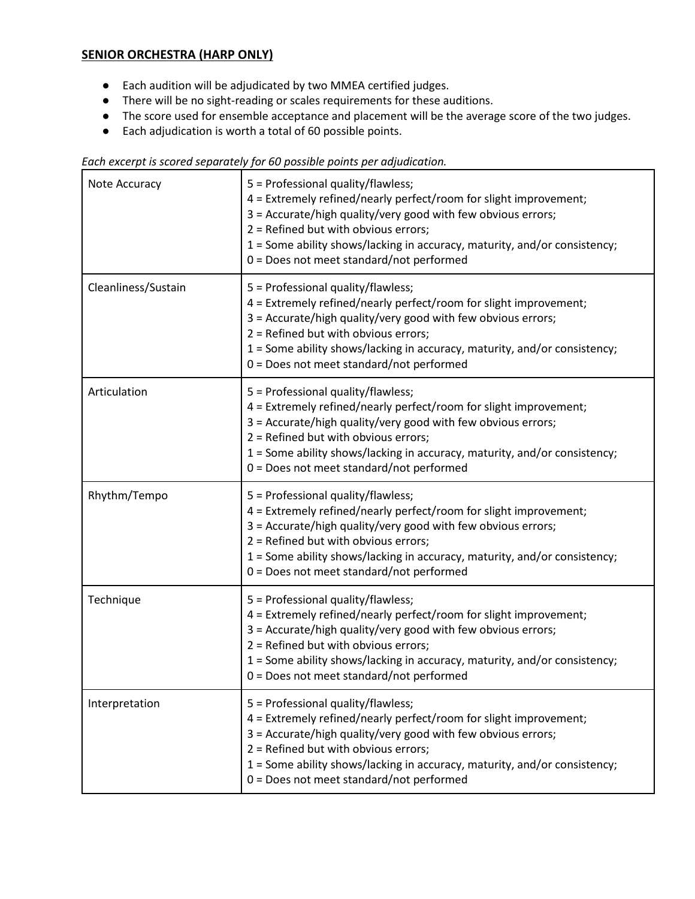**SENIOR ORCHESTRA (HARP ONLY)**

- Each audition will be adjudicated by two MMEA certified judges.
- There will be no sight-reading or scales requirements for these auditions.
- The score used for ensemble acceptance and placement will be the average score of the two judges.
- Each adjudication is worth a total of 60 possible points.

*Each excerpt is scored separately for 60 possible points per adjudication.*

| | |
|---|---|
| Note Accuracy | 5 = Professional quality/flawless;<br>4 = Extremely refined/nearly perfect/room for slight improvement;<br>3 = Accurate/high quality/very good with few obvious errors;<br>2 = Refined but with obvious errors;<br>1 = Some ability shows/lacking in accuracy, maturity, and/or consistency;<br>0 = Does not meet standard/not performed |
| Cleanliness/Sustain | 5 = Professional quality/flawless;<br>4 = Extremely refined/nearly perfect/room for slight improvement;<br>3 = Accurate/high quality/very good with few obvious errors;<br>2 = Refined but with obvious errors;<br>1 = Some ability shows/lacking in accuracy, maturity, and/or consistency;<br>0 = Does not meet standard/not performed |
| Articulation | 5 = Professional quality/flawless;<br>4 = Extremely refined/nearly perfect/room for slight improvement;<br>3 = Accurate/high quality/very good with few obvious errors;<br>2 = Refined but with obvious errors;<br>1 = Some ability shows/lacking in accuracy, maturity, and/or consistency;<br>0 = Does not meet standard/not performed |
| Rhythm/Tempo | 5 = Professional quality/flawless;<br>4 = Extremely refined/nearly perfect/room for slight improvement;<br>3 = Accurate/high quality/very good with few obvious errors;<br>2 = Refined but with obvious errors;<br>1 = Some ability shows/lacking in accuracy, maturity, and/or consistency;<br>0 = Does not meet standard/not performed |
| Technique | 5 = Professional quality/flawless;<br>4 = Extremely refined/nearly perfect/room for slight improvement;<br>3 = Accurate/high quality/very good with few obvious errors;<br>2 = Refined but with obvious errors;<br>1 = Some ability shows/lacking in accuracy, maturity, and/or consistency;<br>0 = Does not meet standard/not performed |
| Interpretation | 5 = Professional quality/flawless;<br>4 = Extremely refined/nearly perfect/room for slight improvement;<br>3 = Accurate/high quality/very good with few obvious errors;<br>2 = Refined but with obvious errors;<br>1 = Some ability shows/lacking in accuracy, maturity, and/or consistency;<br>0 = Does not meet standard/not performed |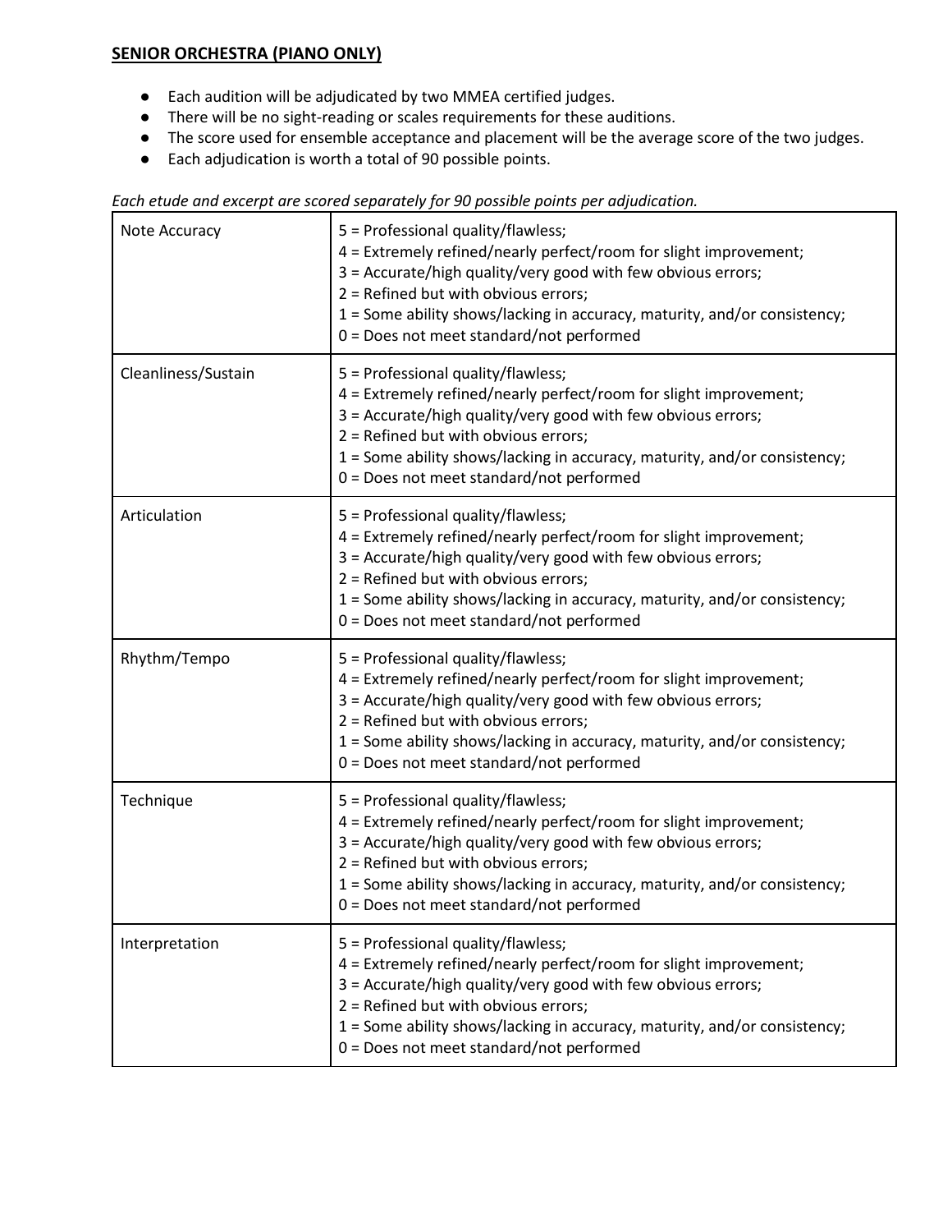**SENIOR ORCHESTRA (PIANO ONLY)**

- Each audition will be adjudicated by two MMEA certified judges.
- There will be no sight-reading or scales requirements for these auditions.
- The score used for ensemble acceptance and placement will be the average score of the two judges.
- Each adjudication is worth a total of 90 possible points.

*Each etude and excerpt are scored separately for 90 possible points per adjudication.*

| | |
|---|---|
| Note Accuracy | 5 = Professional quality/flawless;<br>4 = Extremely refined/nearly perfect/room for slight improvement;<br>3 = Accurate/high quality/very good with few obvious errors;<br>2 = Refined but with obvious errors;<br>1 = Some ability shows/lacking in accuracy, maturity, and/or consistency;<br>0 = Does not meet standard/not performed |
| Cleanliness/Sustain | 5 = Professional quality/flawless;<br>4 = Extremely refined/nearly perfect/room for slight improvement;<br>3 = Accurate/high quality/very good with few obvious errors;<br>2 = Refined but with obvious errors;<br>1 = Some ability shows/lacking in accuracy, maturity, and/or consistency;<br>0 = Does not meet standard/not performed |
| Articulation | 5 = Professional quality/flawless;<br>4 = Extremely refined/nearly perfect/room for slight improvement;<br>3 = Accurate/high quality/very good with few obvious errors;<br>2 = Refined but with obvious errors;<br>1 = Some ability shows/lacking in accuracy, maturity, and/or consistency;<br>0 = Does not meet standard/not performed |
| Rhythm/Tempo | 5 = Professional quality/flawless;<br>4 = Extremely refined/nearly perfect/room for slight improvement;<br>3 = Accurate/high quality/very good with few obvious errors;<br>2 = Refined but with obvious errors;<br>1 = Some ability shows/lacking in accuracy, maturity, and/or consistency;<br>0 = Does not meet standard/not performed |
| Technique | 5 = Professional quality/flawless;<br>4 = Extremely refined/nearly perfect/room for slight improvement;<br>3 = Accurate/high quality/very good with few obvious errors;<br>2 = Refined but with obvious errors;<br>1 = Some ability shows/lacking in accuracy, maturity, and/or consistency;<br>0 = Does not meet standard/not performed |
| Interpretation | 5 = Professional quality/flawless;<br>4 = Extremely refined/nearly perfect/room for slight improvement;<br>3 = Accurate/high quality/very good with few obvious errors;<br>2 = Refined but with obvious errors;<br>1 = Some ability shows/lacking in accuracy, maturity, and/or consistency;<br>0 = Does not meet standard/not performed |